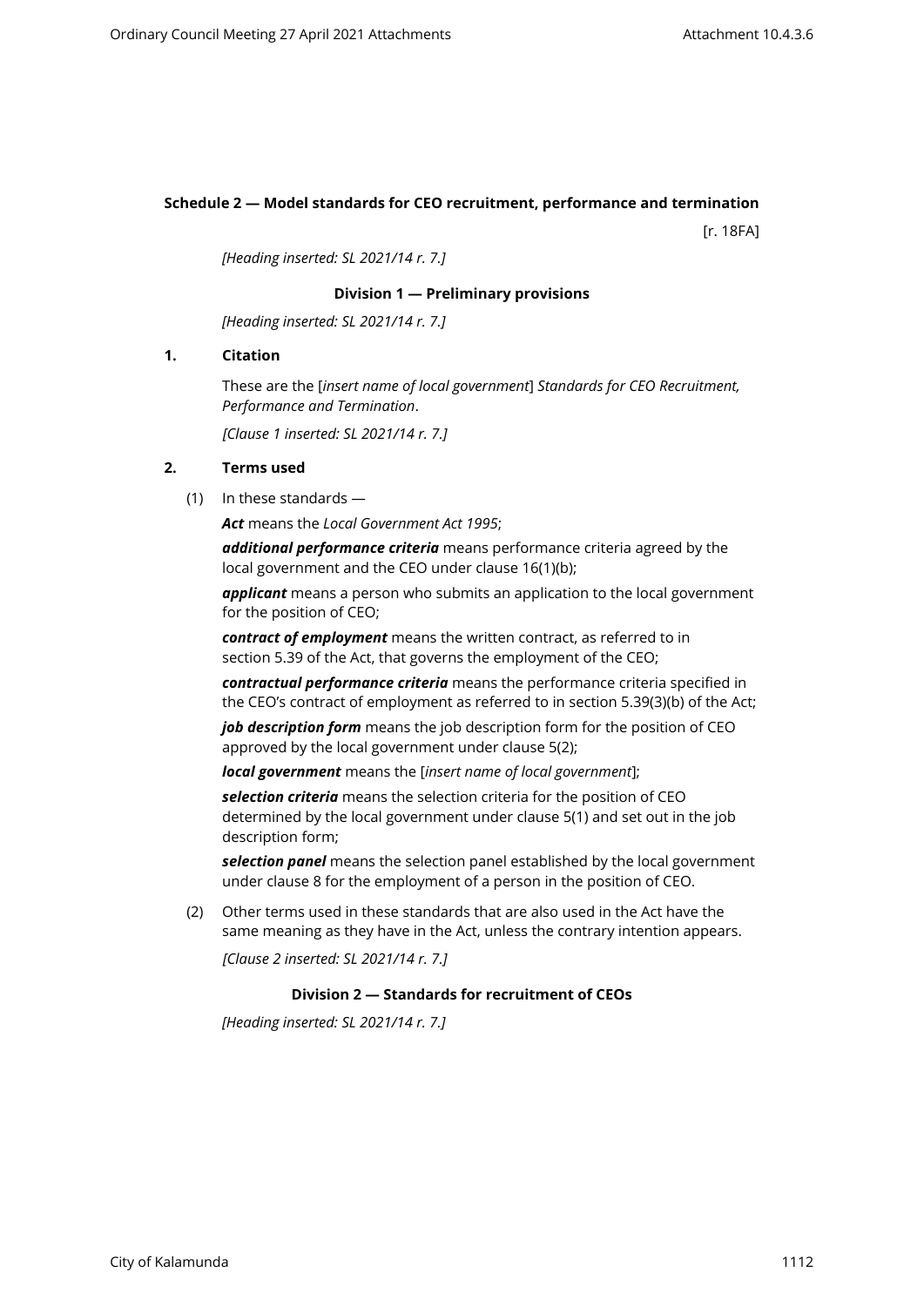## Schedule 2 — Model standards for CEO recruitment, performance and termination

[r. 18FA]

*[Heading inserted: SL 2021/14 r. 7.]*

### Division 1 — Preliminary provisions

*[Heading inserted: SL 2021/14 r. 7.]*

**1. Citation**

These are the [*insert name of local government*] *Standards for CEO Recruitment, Performance and Termination*.

*[Clause 1 inserted: SL 2021/14 r. 7.]*

**2. Terms used**

(1) In these standards —

***Act*** means the *Local Government Act 1995*;

***additional performance criteria*** means performance criteria agreed by the local government and the CEO under clause 16(1)(b);

***applicant*** means a person who submits an application to the local government for the position of CEO;

***contract of employment*** means the written contract, as referred to in section 5.39 of the Act, that governs the employment of the CEO;

***contractual performance criteria*** means the performance criteria specified in the CEO's contract of employment as referred to in section 5.39(3)(b) of the Act;

***job description form*** means the job description form for the position of CEO approved by the local government under clause 5(2);

***local government*** means the [*insert name of local government*];

***selection criteria*** means the selection criteria for the position of CEO determined by the local government under clause 5(1) and set out in the job description form;

***selection panel*** means the selection panel established by the local government under clause 8 for the employment of a person in the position of CEO.

(2) Other terms used in these standards that are also used in the Act have the same meaning as they have in the Act, unless the contrary intention appears.

*[Clause 2 inserted: SL 2021/14 r. 7.]*

### Division 2 — Standards for recruitment of CEOs

*[Heading inserted: SL 2021/14 r. 7.]*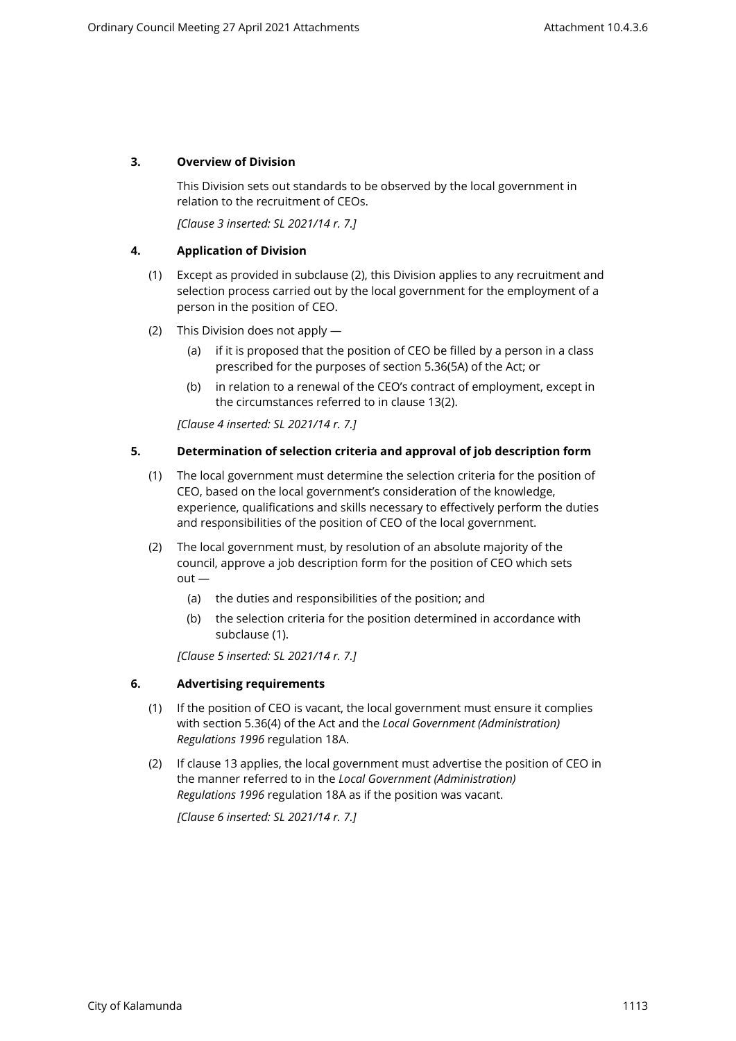### 3. Overview of Division

This Division sets out standards to be observed by the local government in relation to the recruitment of CEOs.

*[Clause 3 inserted: SL 2021/14 r. 7.]*

### 4. Application of Division

(1) Except as provided in subclause (2), this Division applies to any recruitment and selection process carried out by the local government for the employment of a person in the position of CEO.

(2) This Division does not apply —

- (a) if it is proposed that the position of CEO be filled by a person in a class prescribed for the purposes of section 5.36(5A) of the Act; or
- (b) in relation to a renewal of the CEO's contract of employment, except in the circumstances referred to in clause 13(2).

*[Clause 4 inserted: SL 2021/14 r. 7.]*

### 5. Determination of selection criteria and approval of job description form

(1) The local government must determine the selection criteria for the position of CEO, based on the local government's consideration of the knowledge, experience, qualifications and skills necessary to effectively perform the duties and responsibilities of the position of CEO of the local government.

(2) The local government must, by resolution of an absolute majority of the council, approve a job description form for the position of CEO which sets out —

- (a) the duties and responsibilities of the position; and
- (b) the selection criteria for the position determined in accordance with subclause (1).

*[Clause 5 inserted: SL 2021/14 r. 7.]*

### 6. Advertising requirements

(1) If the position of CEO is vacant, the local government must ensure it complies with section 5.36(4) of the Act and the *Local Government (Administration) Regulations 1996* regulation 18A.

(2) If clause 13 applies, the local government must advertise the position of CEO in the manner referred to in the *Local Government (Administration) Regulations 1996* regulation 18A as if the position was vacant.

*[Clause 6 inserted: SL 2021/14 r. 7.]*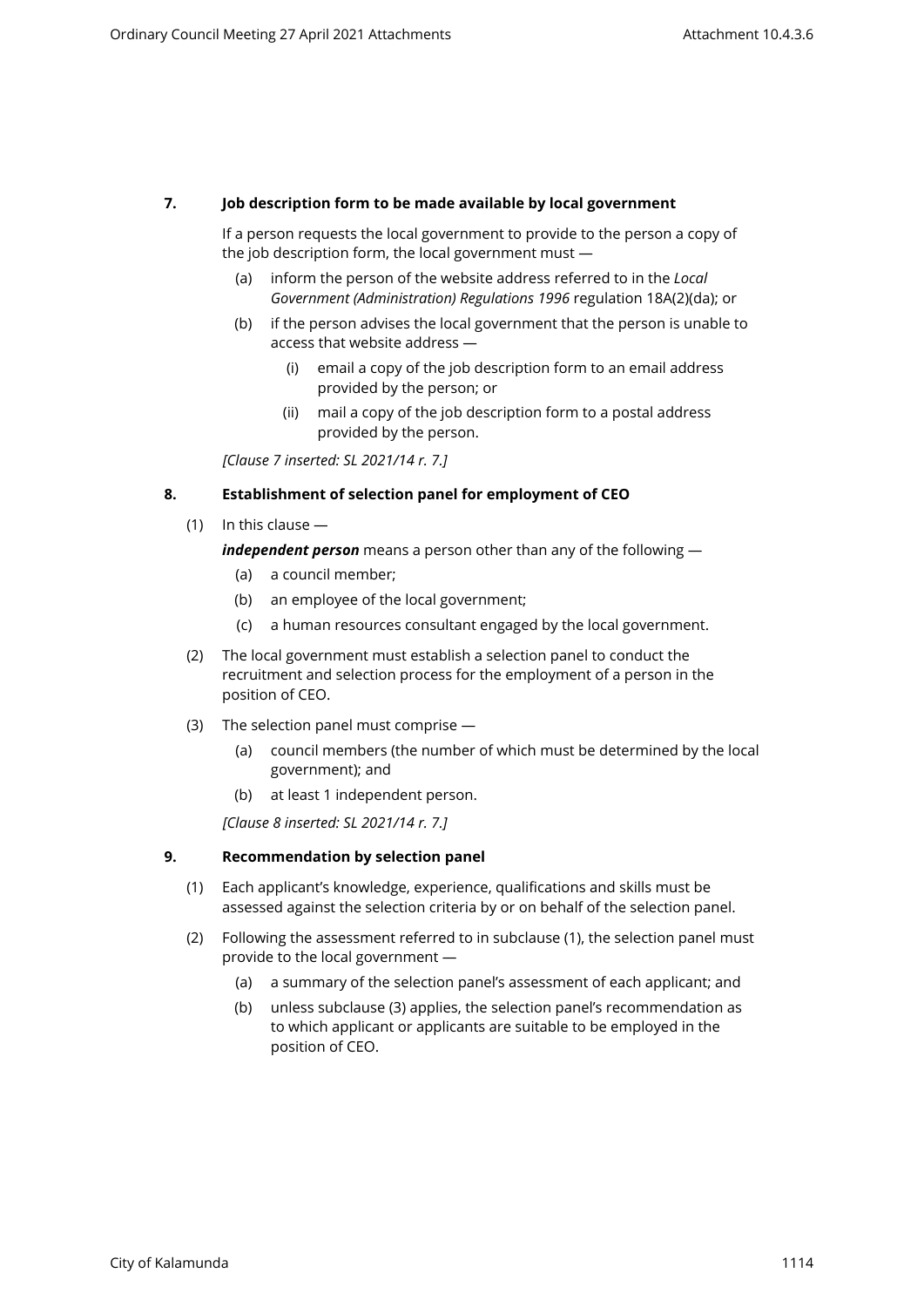**7. Job description form to be made available by local government**

If a person requests the local government to provide to the person a copy of the job description form, the local government must —

(a) inform the person of the website address referred to in the *Local Government (Administration) Regulations 1996* regulation 18A(2)(da); or

(b) if the person advises the local government that the person is unable to access that website address —

(i) email a copy of the job description form to an email address provided by the person; or

(ii) mail a copy of the job description form to a postal address provided by the person.

*[Clause 7 inserted: SL 2021/14 r. 7.]*

**8. Establishment of selection panel for employment of CEO**

(1) In this clause —

***independent person*** means a person other than any of the following —

(a) a council member;

(b) an employee of the local government;

(c) a human resources consultant engaged by the local government.

(2) The local government must establish a selection panel to conduct the recruitment and selection process for the employment of a person in the position of CEO.

(3) The selection panel must comprise —

(a) council members (the number of which must be determined by the local government); and

(b) at least 1 independent person.

*[Clause 8 inserted: SL 2021/14 r. 7.]*

**9. Recommendation by selection panel**

(1) Each applicant's knowledge, experience, qualifications and skills must be assessed against the selection criteria by or on behalf of the selection panel.

(2) Following the assessment referred to in subclause (1), the selection panel must provide to the local government —

(a) a summary of the selection panel's assessment of each applicant; and

(b) unless subclause (3) applies, the selection panel's recommendation as to which applicant or applicants are suitable to be employed in the position of CEO.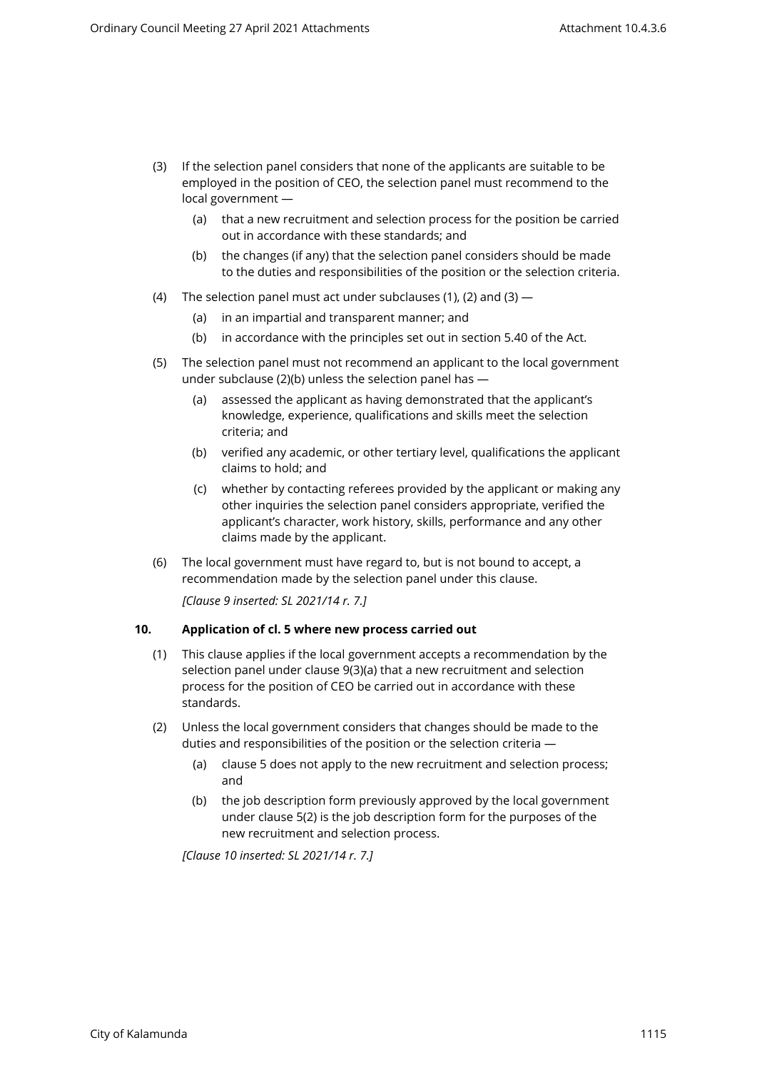(3) If the selection panel considers that none of the applicants are suitable to be employed in the position of CEO, the selection panel must recommend to the local government —

   (a) that a new recruitment and selection process for the position be carried out in accordance with these standards; and

   (b) the changes (if any) that the selection panel considers should be made to the duties and responsibilities of the position or the selection criteria.

(4) The selection panel must act under subclauses (1), (2) and (3) —

   (a) in an impartial and transparent manner; and

   (b) in accordance with the principles set out in section 5.40 of the Act.

(5) The selection panel must not recommend an applicant to the local government under subclause (2)(b) unless the selection panel has —

   (a) assessed the applicant as having demonstrated that the applicant's knowledge, experience, qualifications and skills meet the selection criteria; and

   (b) verified any academic, or other tertiary level, qualifications the applicant claims to hold; and

   (c) whether by contacting referees provided by the applicant or making any other inquiries the selection panel considers appropriate, verified the applicant's character, work history, skills, performance and any other claims made by the applicant.

(6) The local government must have regard to, but is not bound to accept, a recommendation made by the selection panel under this clause.

*[Clause 9 inserted: SL 2021/14 r. 7.]*

**10. Application of cl. 5 where new process carried out**

(1) This clause applies if the local government accepts a recommendation by the selection panel under clause 9(3)(a) that a new recruitment and selection process for the position of CEO be carried out in accordance with these standards.

(2) Unless the local government considers that changes should be made to the duties and responsibilities of the position or the selection criteria —

   (a) clause 5 does not apply to the new recruitment and selection process; and

   (b) the job description form previously approved by the local government under clause 5(2) is the job description form for the purposes of the new recruitment and selection process.

*[Clause 10 inserted: SL 2021/14 r. 7.]*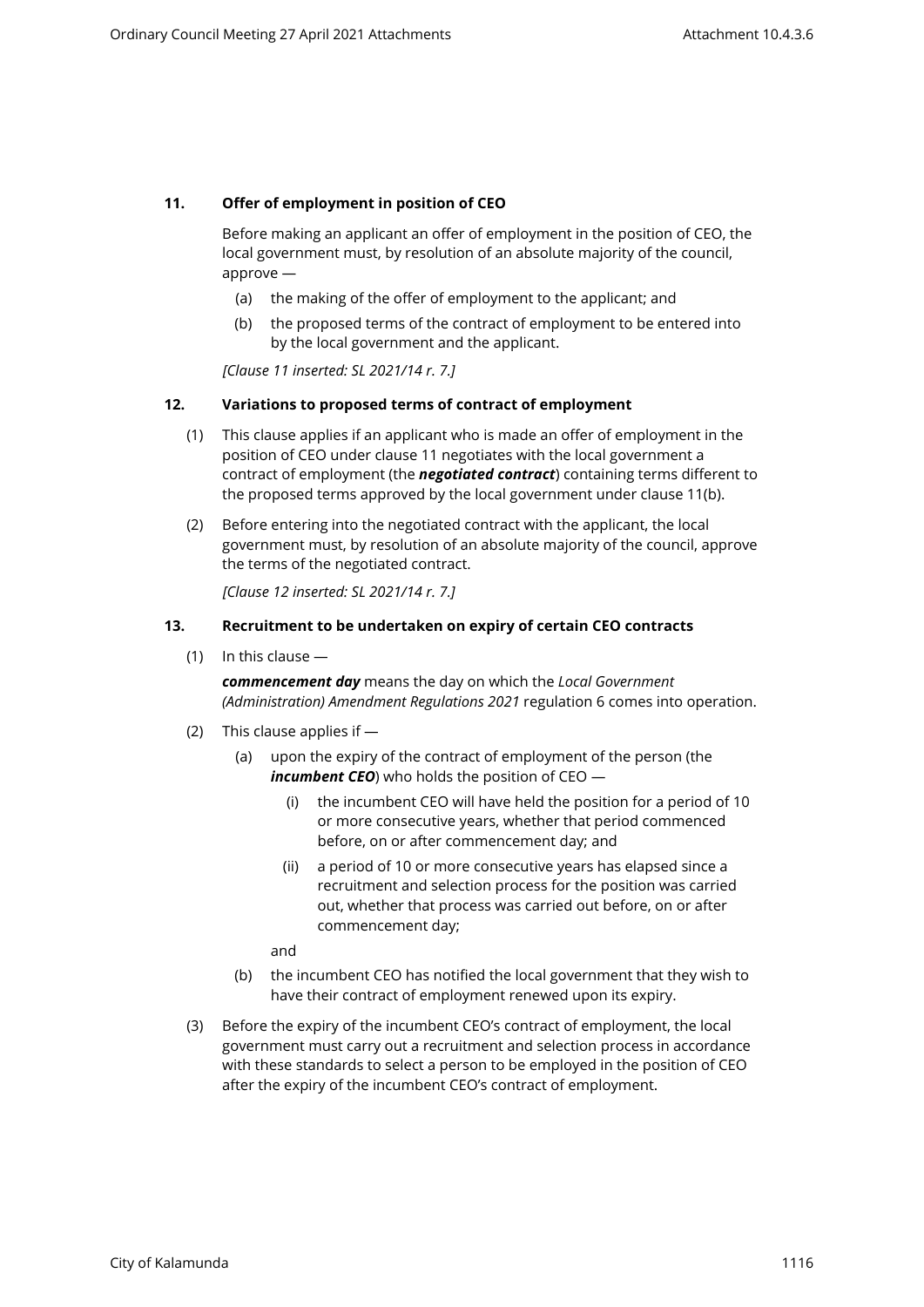### 11. Offer of employment in position of CEO

Before making an applicant an offer of employment in the position of CEO, the local government must, by resolution of an absolute majority of the council, approve —

(a) the making of the offer of employment to the applicant; and

(b) the proposed terms of the contract of employment to be entered into by the local government and the applicant.

*[Clause 11 inserted: SL 2021/14 r. 7.]*

### 12. Variations to proposed terms of contract of employment

(1) This clause applies if an applicant who is made an offer of employment in the position of CEO under clause 11 negotiates with the local government a contract of employment (the ***negotiated contract***) containing terms different to the proposed terms approved by the local government under clause 11(b).

(2) Before entering into the negotiated contract with the applicant, the local government must, by resolution of an absolute majority of the council, approve the terms of the negotiated contract.

*[Clause 12 inserted: SL 2021/14 r. 7.]*

### 13. Recruitment to be undertaken on expiry of certain CEO contracts

(1) In this clause —

***commencement day*** means the day on which the *Local Government (Administration) Amendment Regulations 2021* regulation 6 comes into operation.

(2) This clause applies if —

(a) upon the expiry of the contract of employment of the person (the ***incumbent CEO***) who holds the position of CEO —

(i) the incumbent CEO will have held the position for a period of 10 or more consecutive years, whether that period commenced before, on or after commencement day; and

(ii) a period of 10 or more consecutive years has elapsed since a recruitment and selection process for the position was carried out, whether that process was carried out before, on or after commencement day;

and

(b) the incumbent CEO has notified the local government that they wish to have their contract of employment renewed upon its expiry.

(3) Before the expiry of the incumbent CEO's contract of employment, the local government must carry out a recruitment and selection process in accordance with these standards to select a person to be employed in the position of CEO after the expiry of the incumbent CEO's contract of employment.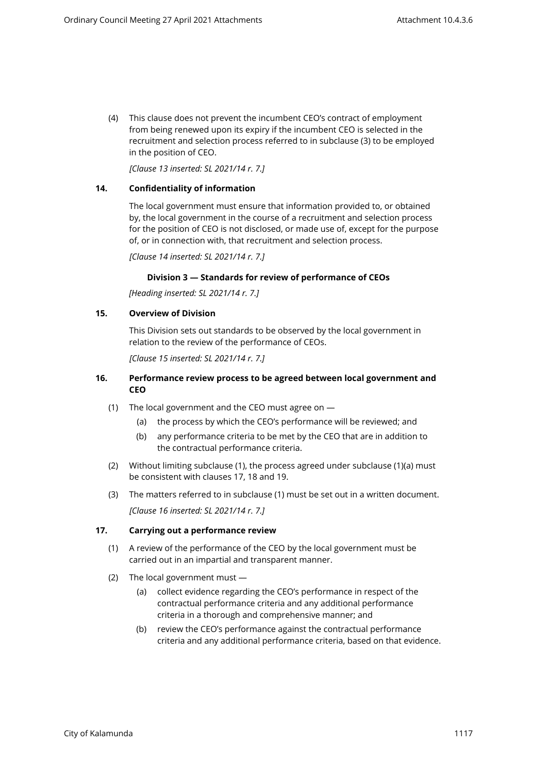(4) This clause does not prevent the incumbent CEO's contract of employment from being renewed upon its expiry if the incumbent CEO is selected in the recruitment and selection process referred to in subclause (3) to be employed in the position of CEO.

*[Clause 13 inserted: SL 2021/14 r. 7.]*

**14. Confidentiality of information**

The local government must ensure that information provided to, or obtained by, the local government in the course of a recruitment and selection process for the position of CEO is not disclosed, or made use of, except for the purpose of, or in connection with, that recruitment and selection process.

*[Clause 14 inserted: SL 2021/14 r. 7.]*

**Division 3 — Standards for review of performance of CEOs**

*[Heading inserted: SL 2021/14 r. 7.]*

**15. Overview of Division**

This Division sets out standards to be observed by the local government in relation to the review of the performance of CEOs.

*[Clause 15 inserted: SL 2021/14 r. 7.]*

**16. Performance review process to be agreed between local government and CEO**

(1) The local government and the CEO must agree on —

(a) the process by which the CEO's performance will be reviewed; and

(b) any performance criteria to be met by the CEO that are in addition to the contractual performance criteria.

(2) Without limiting subclause (1), the process agreed under subclause (1)(a) must be consistent with clauses 17, 18 and 19.

(3) The matters referred to in subclause (1) must be set out in a written document.

*[Clause 16 inserted: SL 2021/14 r. 7.]*

**17. Carrying out a performance review**

(1) A review of the performance of the CEO by the local government must be carried out in an impartial and transparent manner.

(2) The local government must —

(a) collect evidence regarding the CEO's performance in respect of the contractual performance criteria and any additional performance criteria in a thorough and comprehensive manner; and

(b) review the CEO's performance against the contractual performance criteria and any additional performance criteria, based on that evidence.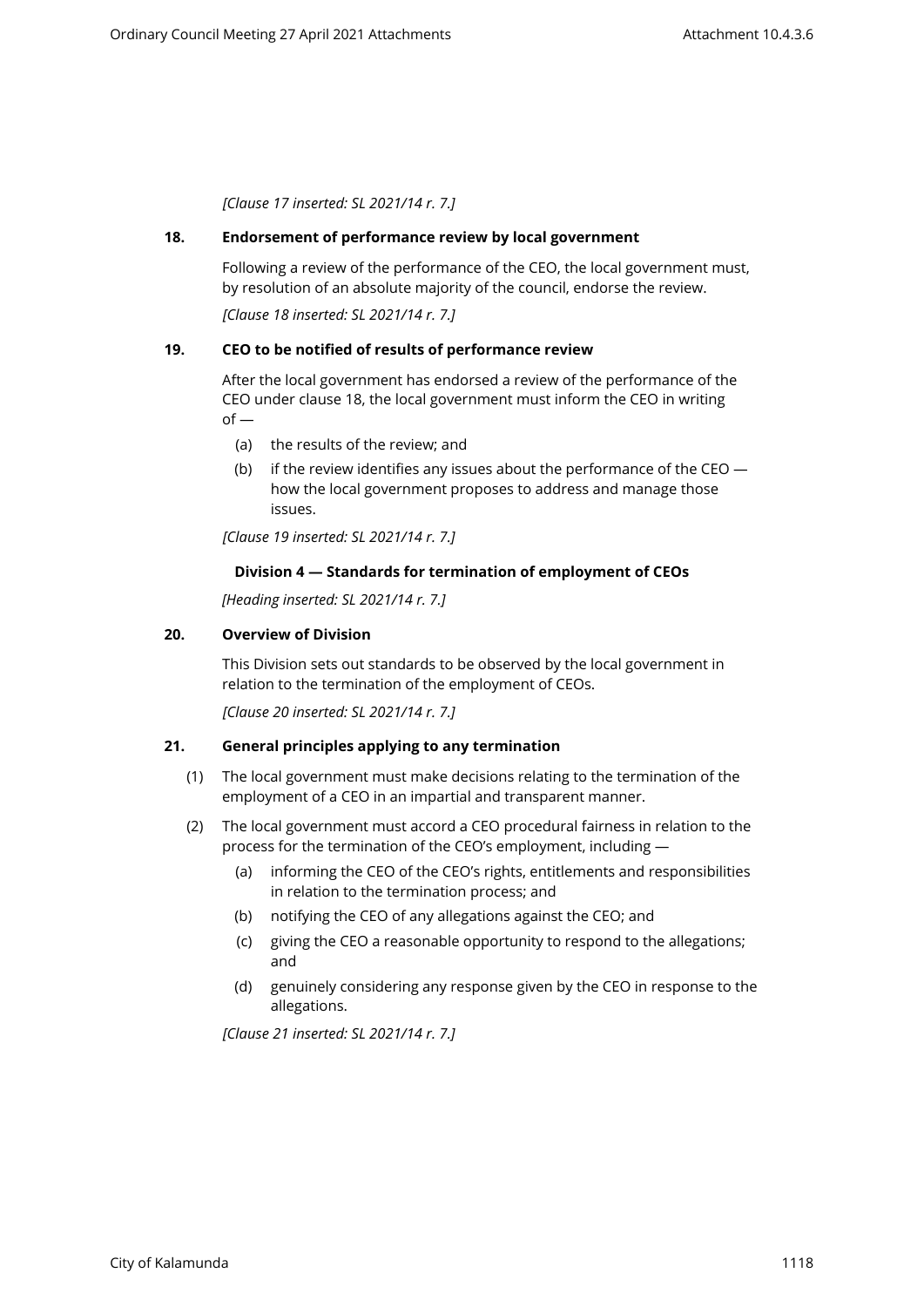*[Clause 17 inserted: SL 2021/14 r. 7.]*

**18. Endorsement of performance review by local government**

Following a review of the performance of the CEO, the local government must, by resolution of an absolute majority of the council, endorse the review.

*[Clause 18 inserted: SL 2021/14 r. 7.]*

**19. CEO to be notified of results of performance review**

After the local government has endorsed a review of the performance of the CEO under clause 18, the local government must inform the CEO in writing of —

(a) the results of the review; and

(b) if the review identifies any issues about the performance of the CEO — how the local government proposes to address and manage those issues.

*[Clause 19 inserted: SL 2021/14 r. 7.]*

## Division 4 — Standards for termination of employment of CEOs

*[Heading inserted: SL 2021/14 r. 7.]*

**20. Overview of Division**

This Division sets out standards to be observed by the local government in relation to the termination of the employment of CEOs.

*[Clause 20 inserted: SL 2021/14 r. 7.]*

**21. General principles applying to any termination**

(1) The local government must make decisions relating to the termination of the employment of a CEO in an impartial and transparent manner.

(2) The local government must accord a CEO procedural fairness in relation to the process for the termination of the CEO's employment, including —

(a) informing the CEO of the CEO's rights, entitlements and responsibilities in relation to the termination process; and

(b) notifying the CEO of any allegations against the CEO; and

(c) giving the CEO a reasonable opportunity to respond to the allegations; and

(d) genuinely considering any response given by the CEO in response to the allegations.

*[Clause 21 inserted: SL 2021/14 r. 7.]*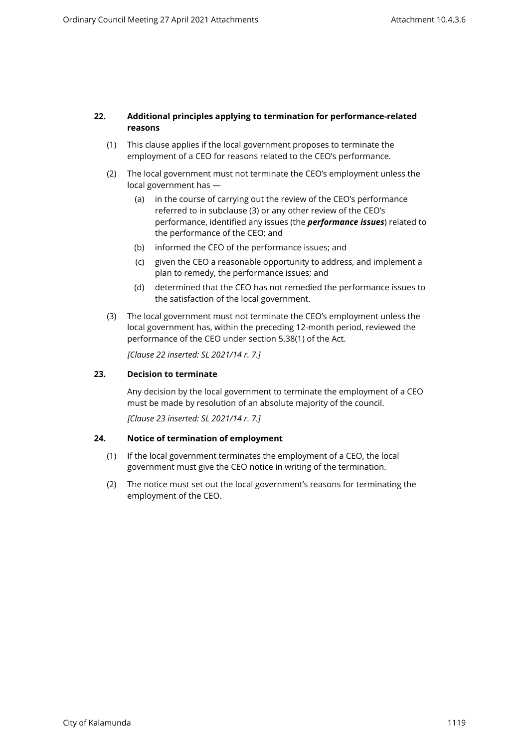### 22. Additional principles applying to termination for performance-related reasons

(1) This clause applies if the local government proposes to terminate the employment of a CEO for reasons related to the CEO's performance.

(2) The local government must not terminate the CEO's employment unless the local government has —

   (a) in the course of carrying out the review of the CEO's performance referred to in subclause (3) or any other review of the CEO's performance, identified any issues (the ***performance issues***) related to the performance of the CEO; and

   (b) informed the CEO of the performance issues; and

   (c) given the CEO a reasonable opportunity to address, and implement a plan to remedy, the performance issues; and

   (d) determined that the CEO has not remedied the performance issues to the satisfaction of the local government.

(3) The local government must not terminate the CEO's employment unless the local government has, within the preceding 12-month period, reviewed the performance of the CEO under section 5.38(1) of the Act.

*[Clause 22 inserted: SL 2021/14 r. 7.]*

### 23. Decision to terminate

Any decision by the local government to terminate the employment of a CEO must be made by resolution of an absolute majority of the council.

*[Clause 23 inserted: SL 2021/14 r. 7.]*

### 24. Notice of termination of employment

(1) If the local government terminates the employment of a CEO, the local government must give the CEO notice in writing of the termination.

(2) The notice must set out the local government's reasons for terminating the employment of the CEO.